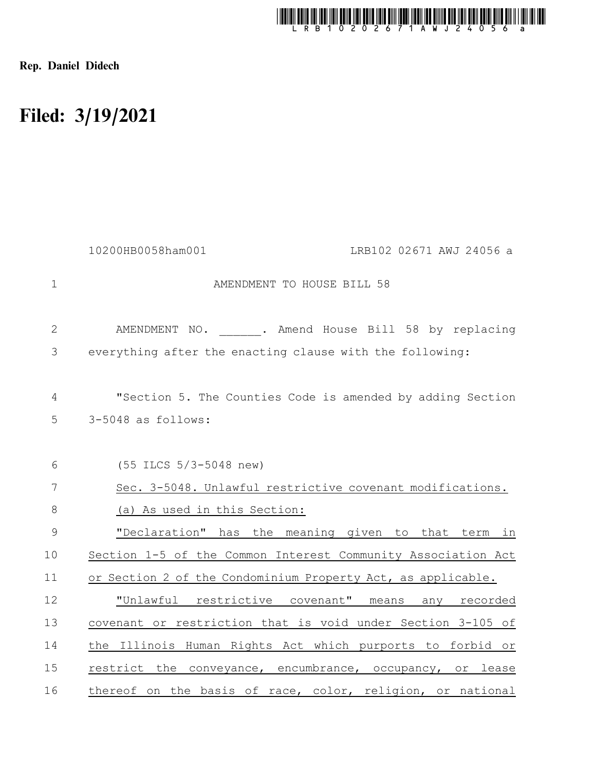**Rep. Daniel Didech**

# Filed: 3/19/2021

10200HB0058ham001 LRB102 02671 AWJ 24056 a

AMENDMENT TO HOUSE BILL 58

AMENDMENT NO. ______. Amend House Bill 58 by replacing everything after the enacting clause with the following:

"Section 5. The Counties Code is amended by adding Section 3-5048 as follows:

(55 ILCS 5/3-5048 new)

Sec. 3-5048. Unlawful restrictive covenant modifications.

(a) As used in this Section:

"Declaration" has the meaning given to that term in Section 1-5 of the Common Interest Community Association Act or Section 2 of the Condominium Property Act, as applicable.

"Unlawful restrictive covenant" means any recorded covenant or restriction that is void under Section 3-105 of the Illinois Human Rights Act which purports to forbid or restrict the conveyance, encumbrance, occupancy, or lease thereof on the basis of race, color, religion, or national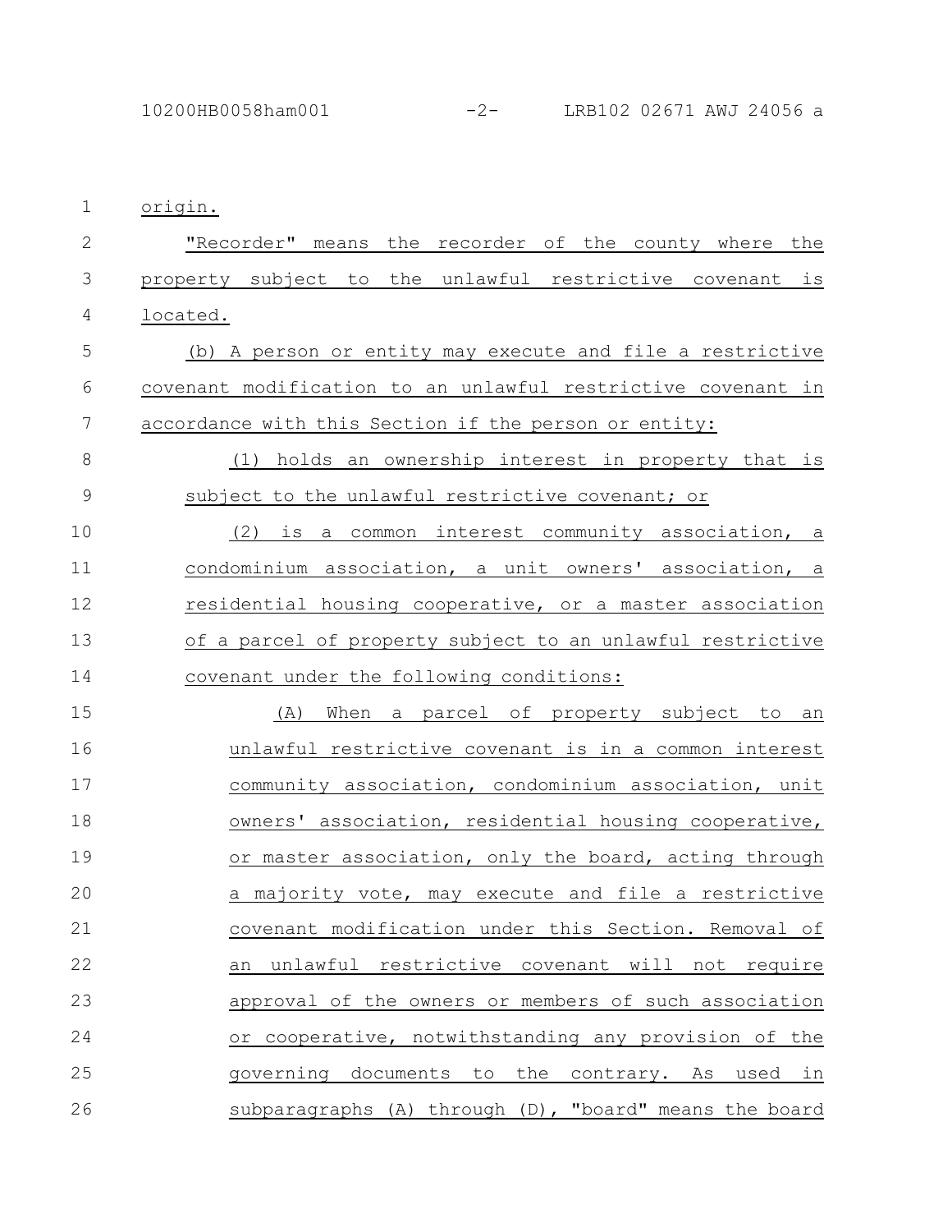origin.

"Recorder" means the recorder of the county where the property subject to the unlawful restrictive covenant is located.

(b) A person or entity may execute and file a restrictive covenant modification to an unlawful restrictive covenant in accordance with this Section if the person or entity:

(1) holds an ownership interest in property that is subject to the unlawful restrictive covenant; or

(2) is a common interest community association, a condominium association, a unit owners' association, a residential housing cooperative, or a master association of a parcel of property subject to an unlawful restrictive covenant under the following conditions:

(A) When a parcel of property subject to an unlawful restrictive covenant is in a common interest community association, condominium association, unit owners' association, residential housing cooperative, or master association, only the board, acting through a majority vote, may execute and file a restrictive covenant modification under this Section. Removal of an unlawful restrictive covenant will not require approval of the owners or members of such association or cooperative, notwithstanding any provision of the governing documents to the contrary. As used in subparagraphs (A) through (D), "board" means the board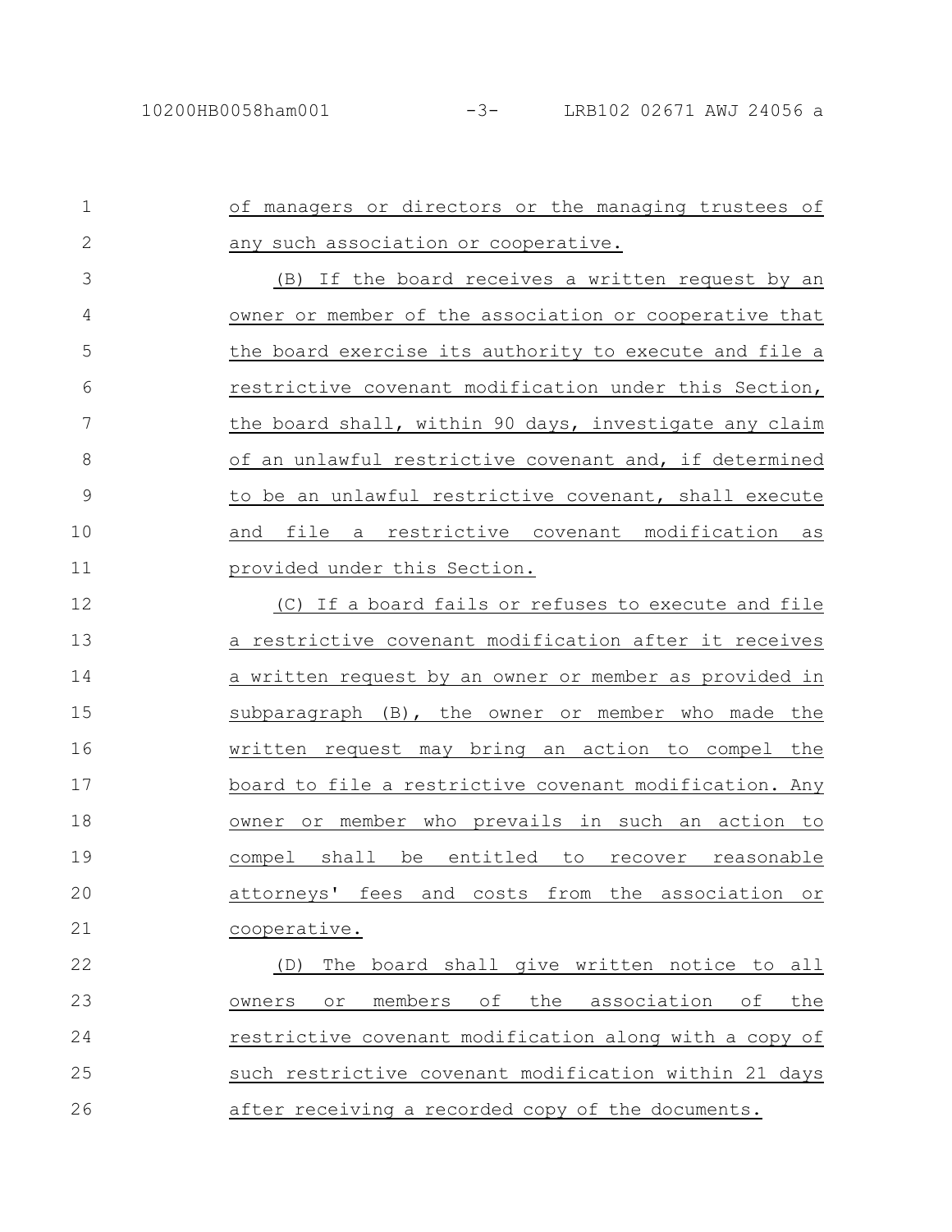of managers or directors or the managing trustees of any such association or cooperative.

(B) If the board receives a written request by an owner or member of the association or cooperative that the board exercise its authority to execute and file a restrictive covenant modification under this Section, the board shall, within 90 days, investigate any claim of an unlawful restrictive covenant and, if determined to be an unlawful restrictive covenant, shall execute and file a restrictive covenant modification as provided under this Section.

(C) If a board fails or refuses to execute and file a restrictive covenant modification after it receives a written request by an owner or member as provided in subparagraph (B), the owner or member who made the written request may bring an action to compel the board to file a restrictive covenant modification. Any owner or member who prevails in such an action to compel shall be entitled to recover reasonable attorneys' fees and costs from the association or cooperative.

(D) The board shall give written notice to all owners or members of the association of the restrictive covenant modification along with a copy of such restrictive covenant modification within 21 days after receiving a recorded copy of the documents.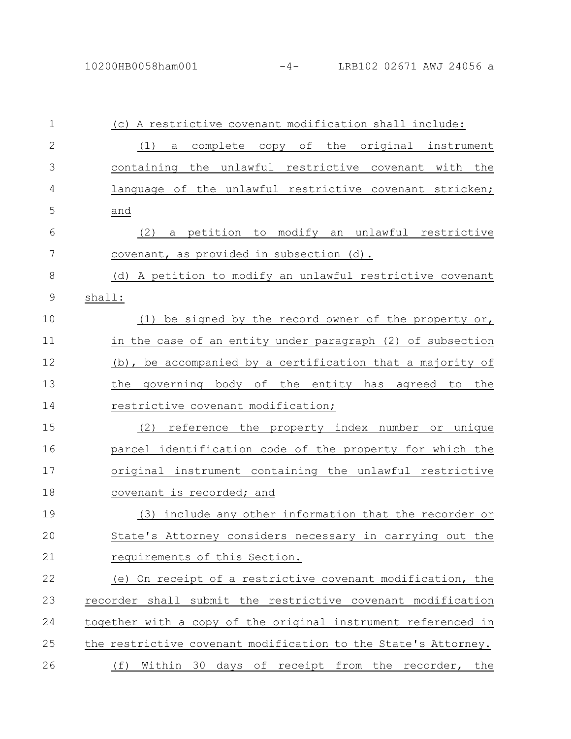(c) A restrictive covenant modification shall include:

(1) a complete copy of the original instrument containing the unlawful restrictive covenant with the language of the unlawful restrictive covenant stricken; and

(2) a petition to modify an unlawful restrictive covenant, as provided in subsection (d).

(d) A petition to modify an unlawful restrictive covenant shall:

(1) be signed by the record owner of the property or, in the case of an entity under paragraph (2) of subsection (b), be accompanied by a certification that a majority of the governing body of the entity has agreed to the restrictive covenant modification;

(2) reference the property index number or unique parcel identification code of the property for which the original instrument containing the unlawful restrictive covenant is recorded; and

(3) include any other information that the recorder or State's Attorney considers necessary in carrying out the requirements of this Section.

(e) On receipt of a restrictive covenant modification, the recorder shall submit the restrictive covenant modification together with a copy of the original instrument referenced in the restrictive covenant modification to the State's Attorney.

(f) Within 30 days of receipt from the recorder, the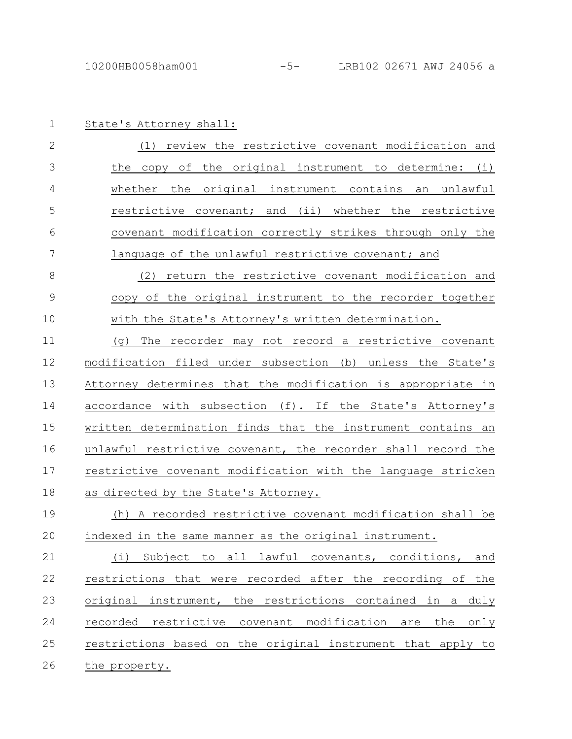State's Attorney shall:

(1) review the restrictive covenant modification and the copy of the original instrument to determine: (i) whether the original instrument contains an unlawful restrictive covenant; and (ii) whether the restrictive covenant modification correctly strikes through only the language of the unlawful restrictive covenant; and

(2) return the restrictive covenant modification and copy of the original instrument to the recorder together with the State's Attorney's written determination.

(g) The recorder may not record a restrictive covenant modification filed under subsection (b) unless the State's Attorney determines that the modification is appropriate in accordance with subsection (f). If the State's Attorney's written determination finds that the instrument contains an unlawful restrictive covenant, the recorder shall record the restrictive covenant modification with the language stricken as directed by the State's Attorney.

(h) A recorded restrictive covenant modification shall be indexed in the same manner as the original instrument.

(i) Subject to all lawful covenants, conditions, and restrictions that were recorded after the recording of the original instrument, the restrictions contained in a duly recorded restrictive covenant modification are the only restrictions based on the original instrument that apply to the property.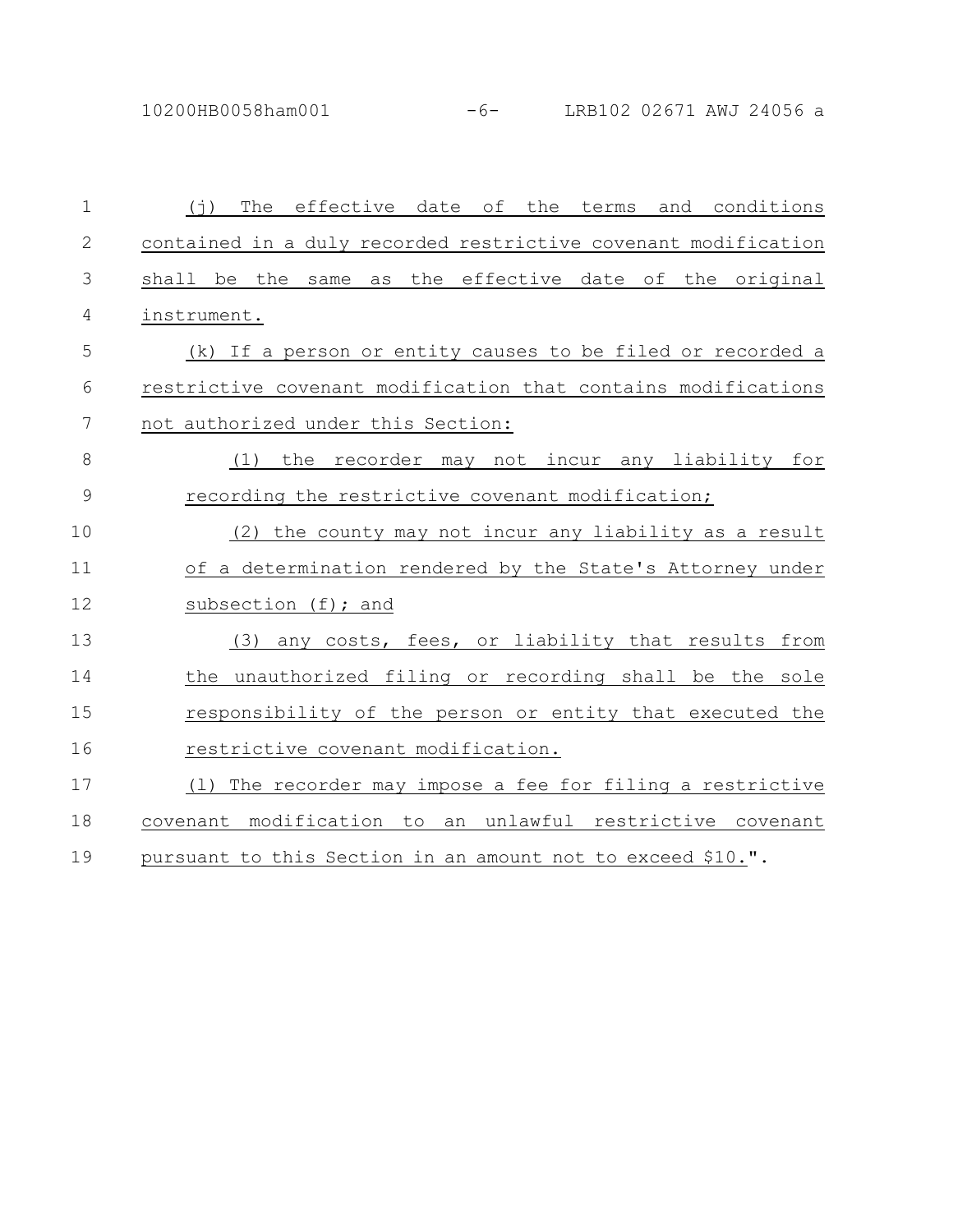(j) The effective date of the terms and conditions contained in a duly recorded restrictive covenant modification shall be the same as the effective date of the original instrument.

(k) If a person or entity causes to be filed or recorded a restrictive covenant modification that contains modifications not authorized under this Section:

(1) the recorder may not incur any liability for recording the restrictive covenant modification;

(2) the county may not incur any liability as a result of a determination rendered by the State's Attorney under subsection (f); and

(3) any costs, fees, or liability that results from the unauthorized filing or recording shall be the sole responsibility of the person or entity that executed the restrictive covenant modification.

(l) The recorder may impose a fee for filing a restrictive covenant modification to an unlawful restrictive covenant pursuant to this Section in an amount not to exceed $10.".